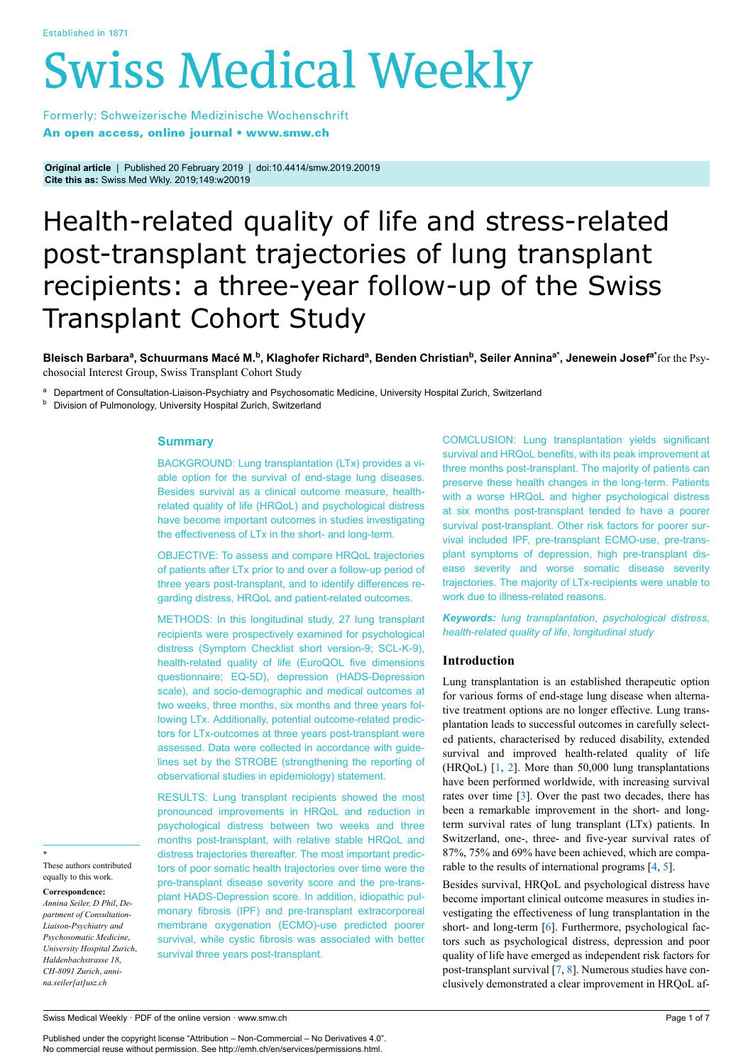Established in 1871

# Swiss Medical Weekly

Formerly: Schweizerische Medizinische Wochenschrift
**An open access, online journal • www.smw.ch**

**Original article** | Published 20 February 2019 | doi:10.4414/smw.2019.20019
**Cite this as:** Swiss Med Wkly. 2019;149:w20019

# Health-related quality of life and stress-related post-transplant trajectories of lung transplant recipients: a three-year follow-up of the Swiss Transplant Cohort Study

**Bleisch Barbara[a], Schuurmans Macé M.[b], Klaghofer Richard[a], Benden Christian[b], Seiler Annina[a*], Jenewein Josef[a*]** for the Psychosocial Interest Group, Swiss Transplant Cohort Study

[a] Department of Consultation-Liaison-Psychiatry and Psychosomatic Medicine, University Hospital Zurich, Switzerland
[b] Division of Pulmonology, University Hospital Zurich, Switzerland

## Summary

BACKGROUND: Lung transplantation (LTx) provides a viable option for the survival of end-stage lung diseases. Besides survival as a clinical outcome measure, health-related quality of life (HRQoL) and psychological distress have become important outcomes in studies investigating the effectiveness of LTx in the short- and long-term.

OBJECTIVE: To assess and compare HRQoL trajectories of patients after LTx prior to and over a follow-up period of three years post-transplant, and to identify differences regarding distress, HRQoL and patient-related outcomes.

METHODS: In this longitudinal study, 27 lung transplant recipients were prospectively examined for psychological distress (Symptom Checklist short version-9; SCL-K-9), health-related quality of life (EuroQOL five dimensions questionnaire; EQ-5D), depression (HADS-Depression scale), and socio-demographic and medical outcomes at two weeks, three months, six months and three years following LTx. Additionally, potential outcome-related predictors for LTx-outcomes at three years post-transplant were assessed. Data were collected in accordance with guidelines set by the STROBE (strengthening the reporting of observational studies in epidemiology) statement.

RESULTS: Lung transplant recipients showed the most pronounced improvements in HRQoL and reduction in psychological distress between two weeks and three months post-transplant, with relative stable HRQoL and distress trajectories thereafter. The most important predictors of poor somatic health trajectories over time were the pre-transplant disease severity score and the pre-transplant HADS-Depression score. In addition, idiopathic pulmonary fibrosis (IPF) and pre-transplant extracorporeal membrane oxygenation (ECMO)-use predicted poorer survival, while cystic fibrosis was associated with better survival three years post-transplant.

COMCLUSION: Lung transplantation yields significant survival and HRQoL benefits, with its peak improvement at three months post-transplant. The majority of patients can preserve these health changes in the long-term. Patients with a worse HRQoL and higher psychological distress at six months post-transplant tended to have a poorer survival post-transplant. Other risk factors for poorer survival included IPF, pre-transplant ECMO-use, pre-transplant symptoms of depression, high pre-transplant disease severity and worse somatic disease severity trajectories. The majority of LTx-recipients were unable to work due to illness-related reasons.

***Keywords:*** *lung transplantation, psychological distress, health-related quality of life, longitudinal study*

## Introduction

Lung transplantation is an established therapeutic option for various forms of end-stage lung disease when alternative treatment options are no longer effective. Lung transplantation leads to successful outcomes in carefully selected patients, characterised by reduced disability, extended survival and improved health-related quality of life (HRQoL) [1, 2]. More than 50,000 lung transplantations have been performed worldwide, with increasing survival rates over time [3]. Over the past two decades, there has been a remarkable improvement in the short- and long-term survival rates of lung transplant (LTx) patients. In Switzerland, one-, three- and five-year survival rates of 87%, 75% and 69% have been achieved, which are comparable to the results of international programs [4, 5].

Besides survival, HRQoL and psychological distress have become important clinical outcome measures in studies investigating the effectiveness of lung transplantation in the short- and long-term [6]. Furthermore, psychological factors such as psychological distress, depression and poor quality of life have emerged as independent risk factors for post-transplant survival [7, 8]. Numerous studies have conclusively demonstrated a clear improvement in HRQoL af-

\* These authors contributed equally to this work.

**Correspondence:**
*Annina Seiler, D Phil, Department of Consultation-Liaison-Psychiatry and Psychosomatic Medicine, University Hospital Zurich, Haldenbachstrasse 18, CH-8091 Zurich, annina.seiler[at]usz.ch*

Published under the copyright license "Attribution – Non-Commercial – No Derivatives 4.0".
No commercial reuse without permission. See http://emh.ch/en/services/permissions.html.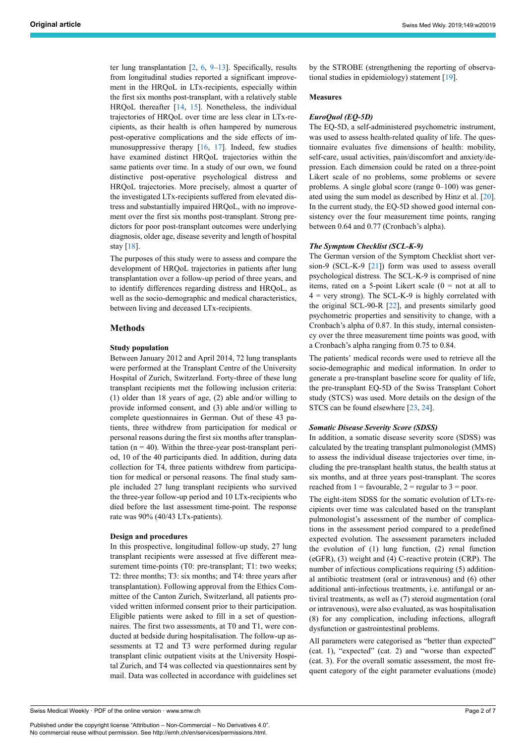ter lung transplantation [2, 6, 9–13]. Specifically, results from longitudinal studies reported a significant improvement in the HRQoL in LTx-recipients, especially within the first six months post-transplant, with a relatively stable HRQoL thereafter [14, 15]. Nonetheless, the individual trajectories of HRQoL over time are less clear in LTx-recipients, as their health is often hampered by numerous post-operative complications and the side effects of immunosuppressive therapy [16, 17]. Indeed, few studies have examined distinct HRQoL trajectories within the same patients over time. In a study of our own, we found distinctive post-operative psychological distress and HRQoL trajectories. More precisely, almost a quarter of the investigated LTx-recipients suffered from elevated distress and substantially impaired HRQoL, with no improvement over the first six months post-transplant. Strong predictors for poor post-transplant outcomes were underlying diagnosis, older age, disease severity and length of hospital stay [18].

The purposes of this study were to assess and compare the development of HRQoL trajectories in patients after lung transplantation over a follow-up period of three years, and to identify differences regarding distress and HRQoL, as well as the socio-demographic and medical characteristics, between living and deceased LTx-recipients.

## Methods

### Study population

Between January 2012 and April 2014, 72 lung transplants were performed at the Transplant Centre of the University Hospital of Zurich, Switzerland. Forty-three of these lung transplant recipients met the following inclusion criteria: (1) older than 18 years of age, (2) able and/or willing to provide informed consent, and (3) able and/or willing to complete questionnaires in German. Out of these 43 patients, three withdrew from participation for medical or personal reasons during the first six months after transplantation (n = 40). Within the three-year post-transplant period, 10 of the 40 participants died. In addition, during data collection for T4, three patients withdrew from participation for medical or personal reasons. The final study sample included 27 lung transplant recipients who survived the three-year follow-up period and 10 LTx-recipients who died before the last assessment time-point. The response rate was 90% (40/43 LTx-patients).

### Design and procedures

In this prospective, longitudinal follow-up study, 27 lung transplant recipients were assessed at five different measurement time-points (T0: pre-transplant; T1: two weeks; T2: three months; T3: six months; and T4: three years after transplantation). Following approval from the Ethics Committee of the Canton Zurich, Switzerland, all patients provided written informed consent prior to their participation. Eligible patients were asked to fill in a set of questionnaires. The first two assessments, at T0 and T1, were conducted at bedside during hospitalisation. The follow-up assessments at T2 and T3 were performed during regular transplant clinic outpatient visits at the University Hospital Zurich, and T4 was collected via questionnaires sent by mail. Data was collected in accordance with guidelines set by the STROBE (strengthening the reporting of observational studies in epidemiology) statement [19].

### Measures

#### *EuroQuol (EQ-5D)*

The EQ-5D, a self-administered psychometric instrument, was used to assess health-related quality of life. The questionnaire evaluates five dimensions of health: mobility, self-care, usual activities, pain/discomfort and anxiety/depression. Each dimension could be rated on a three-point Likert scale of no problems, some problems or severe problems. A single global score (range 0–100) was generated using the sum model as described by Hinz et al. [20]. In the current study, the EQ-5D showed good internal consistency over the four measurement time points, ranging between 0.64 and 0.77 (Cronbach's alpha).

#### *The Symptom Checklist (SCL-K-9)*

The German version of the Symptom Checklist short version-9 (SCL-K-9 [21]) form was used to assess overall psychological distress. The SCL-K-9 is comprised of nine items, rated on a 5-point Likert scale (0 = not at all to 4 = very strong). The SCL-K-9 is highly correlated with the original SCL-90-R [22], and presents similarly good psychometric properties and sensitivity to change, with a Cronbach's alpha of 0.87. In this study, internal consistency over the three measurement time points was good, with a Cronbach's alpha ranging from 0.75 to 0.84.

The patients' medical records were used to retrieve all the socio-demographic and medical information. In order to generate a pre-transplant baseline score for quality of life, the pre-transplant EQ-5D of the Swiss Transplant Cohort study (STCS) was used. More details on the design of the STCS can be found elsewhere [23, 24].

#### *Somatic Disease Severity Score (SDSS)*

In addition, a somatic disease severity score (SDSS) was calculated by the treating transplant pulmonologist (MMS) to assess the individual disease trajectories over time, including the pre-transplant health status, the health status at six months, and at three years post-transplant. The scores reached from 1 = favourable, 2 = regular to 3 = poor.

The eight-item SDSS for the somatic evolution of LTx-recipients over time was calculated based on the transplant pulmonologist's assessment of the number of complications in the assessment period compared to a predefined expected evolution. The assessment parameters included the evolution of (1) lung function, (2) renal function (eGFR), (3) weight and (4) C-reactive protein (CRP). The number of infectious complications requiring (5) additional antibiotic treatment (oral or intravenous) and (6) other additional anti-infectious treatments, i.e. antifungal or antiviral treatments, as well as (7) steroid augmentation (oral or intravenous), were also evaluated, as was hospitalisation (8) for any complication, including infections, allograft dysfunction or gastrointestinal problems.

All parameters were categorised as "better than expected" (cat. 1), "expected" (cat. 2) and "worse than expected" (cat. 3). For the overall somatic assessment, the most frequent category of the eight parameter evaluations (mode)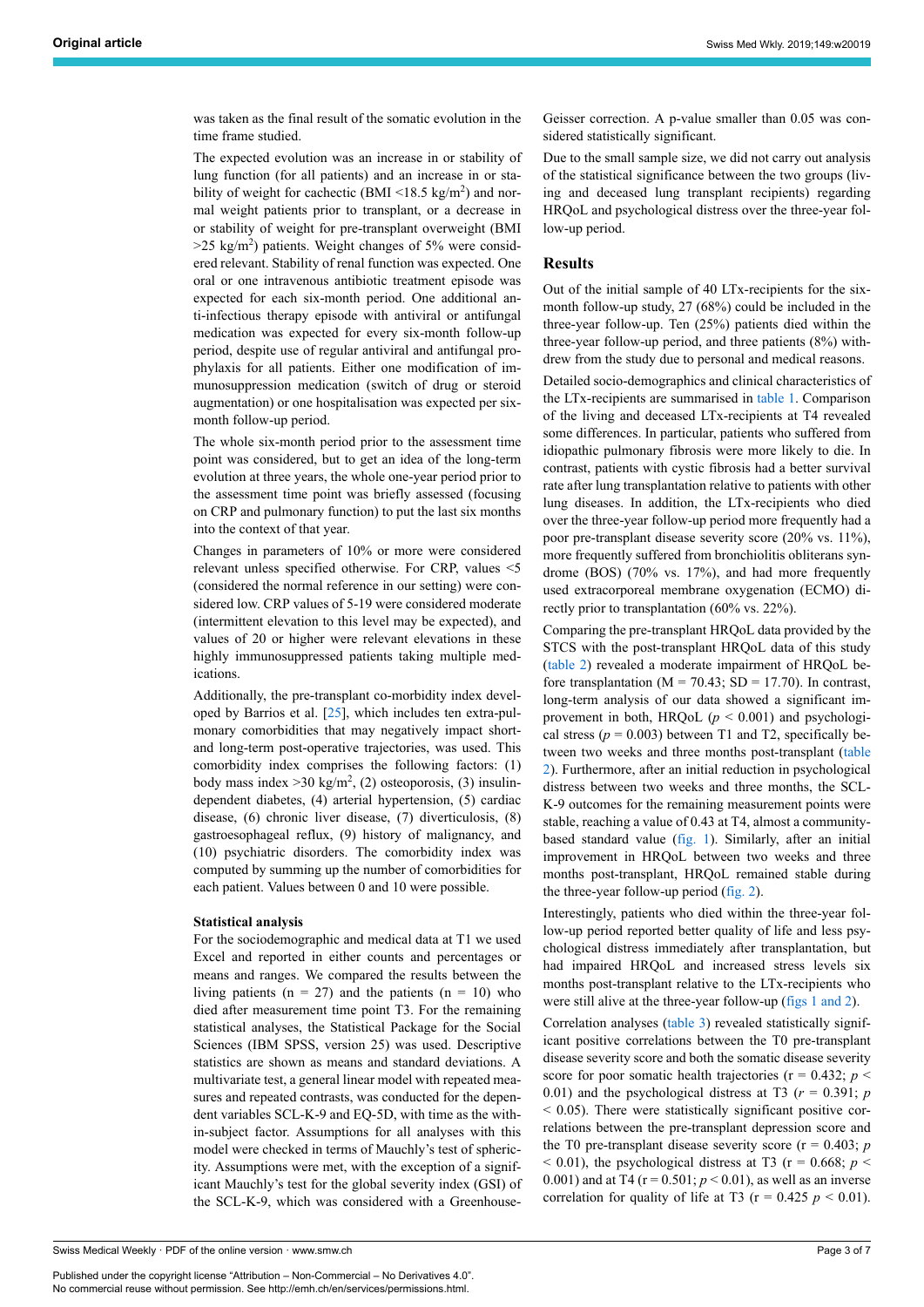was taken as the final result of the somatic evolution in the time frame studied.

The expected evolution was an increase in or stability of lung function (for all patients) and an increase in or stability of weight for cachectic (BMI <18.5 kg/m$^2$) and normal weight patients prior to transplant, or a decrease in or stability of weight for pre-transplant overweight (BMI >25 kg/m$^2$) patients. Weight changes of 5% were considered relevant. Stability of renal function was expected. One oral or one intravenous antibiotic treatment episode was expected for each six-month period. One additional anti-infectious therapy episode with antiviral or antifungal medication was expected for every six-month follow-up period, despite use of regular antiviral and antifungal prophylaxis for all patients. Either one modification of immunosuppression medication (switch of drug or steroid augmentation) or one hospitalisation was expected per six-month follow-up period.

The whole six-month period prior to the assessment time point was considered, but to get an idea of the long-term evolution at three years, the whole one-year period prior to the assessment time point was briefly assessed (focusing on CRP and pulmonary function) to put the last six months into the context of that year.

Changes in parameters of 10% or more were considered relevant unless specified otherwise. For CRP, values <5 (considered the normal reference in our setting) were considered low. CRP values of 5-19 were considered moderate (intermittent elevation to this level may be expected), and values of 20 or higher were relevant elevations in these highly immunosuppressed patients taking multiple medications.

Additionally, the pre-transplant co-morbidity index developed by Barrios et al. [25], which includes ten extra-pulmonary comorbidities that may negatively impact short- and long-term post-operative trajectories, was used. This comorbidity index comprises the following factors: (1) body mass index >30 kg/m$^2$, (2) osteoporosis, (3) insulin-dependent diabetes, (4) arterial hypertension, (5) cardiac disease, (6) chronic liver disease, (7) diverticulosis, (8) gastroesophageal reflux, (9) history of malignancy, and (10) psychiatric disorders. The comorbidity index was computed by summing up the number of comorbidities for each patient. Values between 0 and 10 were possible.

#### Statistical analysis

For the sociodemographic and medical data at T1 we used Excel and reported in either counts and percentages or means and ranges. We compared the results between the living patients (n = 27) and the patients (n = 10) who died after measurement time point T3. For the remaining statistical analyses, the Statistical Package for the Social Sciences (IBM SPSS, version 25) was used. Descriptive statistics are shown as means and standard deviations. A multivariate test, a general linear model with repeated measures and repeated contrasts, was conducted for the dependent variables SCL-K-9 and EQ-5D, with time as the within-subject factor. Assumptions for all analyses with this model were checked in terms of Mauchly's test of sphericity. Assumptions were met, with the exception of a significant Mauchly's test for the global severity index (GSI) of the SCL-K-9, which was considered with a Greenhouse-Geisser correction. A p-value smaller than 0.05 was considered statistically significant.

Due to the small sample size, we did not carry out analysis of the statistical significance between the two groups (living and deceased lung transplant recipients) regarding HRQoL and psychological distress over the three-year follow-up period.

## Results

Out of the initial sample of 40 LTx-recipients for the six-month follow-up study, 27 (68%) could be included in the three-year follow-up. Ten (25%) patients died within the three-year follow-up period, and three patients (8%) withdrew from the study due to personal and medical reasons.

Detailed socio-demographics and clinical characteristics of the LTx-recipients are summarised in table 1. Comparison of the living and deceased LTx-recipients at T4 revealed some differences. In particular, patients who suffered from idiopathic pulmonary fibrosis were more likely to die. In contrast, patients with cystic fibrosis had a better survival rate after lung transplantation relative to patients with other lung diseases. In addition, the LTx-recipients who died over the three-year follow-up period more frequently had a poor pre-transplant disease severity score (20% vs. 11%), more frequently suffered from bronchiolitis obliterans syndrome (BOS) (70% vs. 17%), and had more frequently used extracorporeal membrane oxygenation (ECMO) directly prior to transplantation (60% vs. 22%).

Comparing the pre-transplant HRQoL data provided by the STCS with the post-transplant HRQoL data of this study (table 2) revealed a moderate impairment of HRQoL before transplantation (M = 70.43; SD = 17.70). In contrast, long-term analysis of our data showed a significant improvement in both, HRQoL ($p < 0.001$) and psychological stress ($p = 0.003$) between T1 and T2, specifically between two weeks and three months post-transplant (table 2). Furthermore, after an initial reduction in psychological distress between two weeks and three months, the SCL-K-9 outcomes for the remaining measurement points were stable, reaching a value of 0.43 at T4, almost a community-based standard value (fig. 1). Similarly, after an initial improvement in HRQoL between two weeks and three months post-transplant, HRQoL remained stable during the three-year follow-up period (fig. 2).

Interestingly, patients who died within the three-year follow-up period reported better quality of life and less psychological distress immediately after transplantation, but had impaired HRQoL and increased stress levels six months post-transplant relative to the LTx-recipients who were still alive at the three-year follow-up (figs 1 and 2).

Correlation analyses (table 3) revealed statistically significant positive correlations between the T0 pre-transplant disease severity score and both the somatic disease severity score for poor somatic health trajectories ($r = 0.432$; $p < 0.01$) and the psychological distress at T3 ($r = 0.391$; $p < 0.05$). There were statistically significant positive correlations between the pre-transplant depression score and the T0 pre-transplant disease severity score ($r = 0.403$; $p < 0.01$), the psychological distress at T3 ($r = 0.668$; $p < 0.001$) and at T4 ($r = 0.501$; $p < 0.01$), as well as an inverse correlation for quality of life at T3 ($r = 0.425$ $p < 0.01$).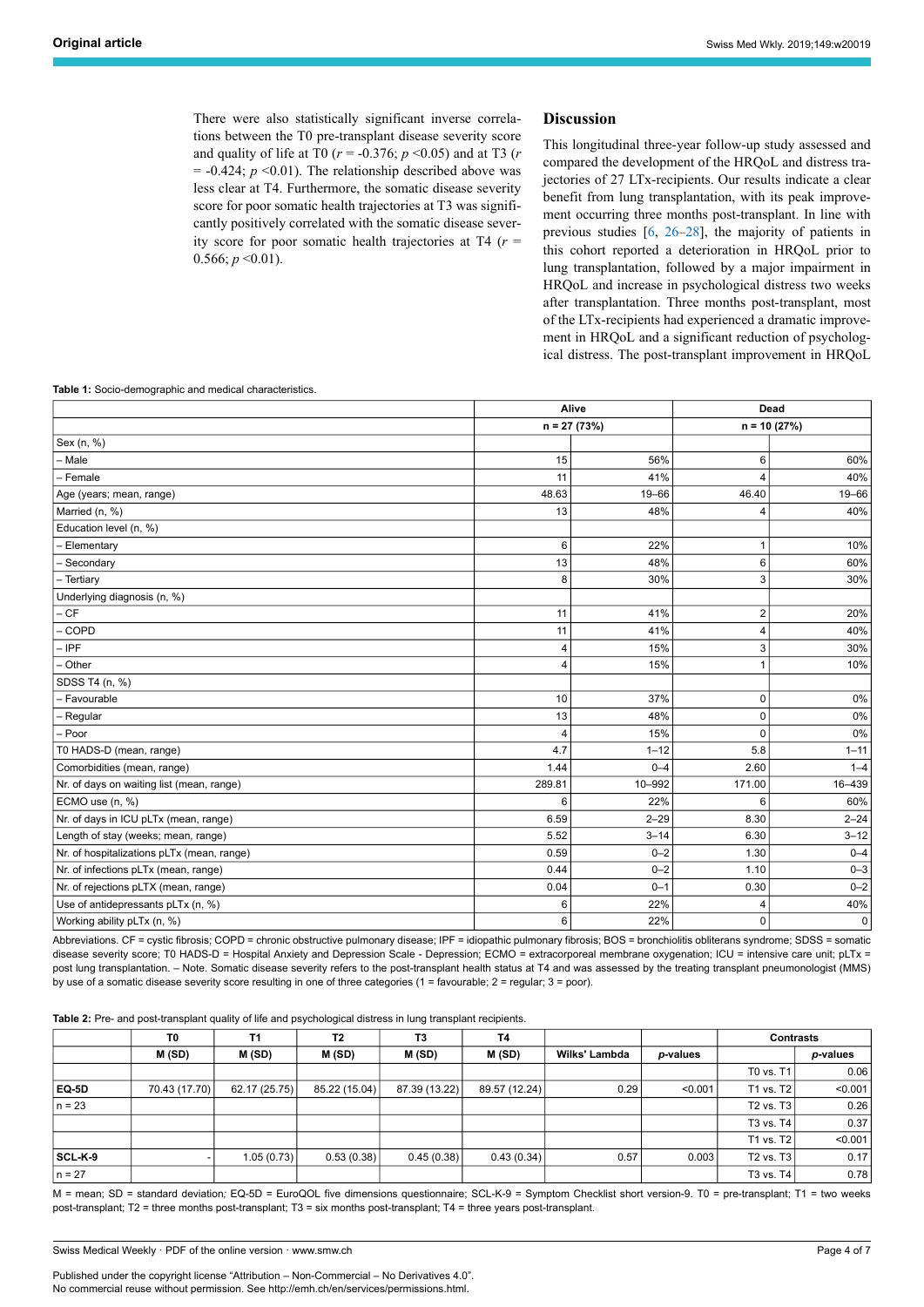There were also statistically significant inverse correlations between the T0 pre-transplant disease severity score and quality of life at T0 ($r$ = -0.376; $p$ <0.05) and at T3 ($r$ = -0.424; $p$ <0.01). The relationship described above was less clear at T4. Furthermore, the somatic disease severity score for poor somatic health trajectories at T3 was significantly positively correlated with the somatic disease severity score for poor somatic health trajectories at T4 ($r$ = 0.566; $p$ <0.01).

## Discussion

This longitudinal three-year follow-up study assessed and compared the development of the HRQoL and distress trajectories of 27 LTx-recipients. Our results indicate a clear benefit from lung transplantation, with its peak improvement occurring three months post-transplant. In line with previous studies [6, 26–28], the majority of patients in this cohort reported a deterioration in HRQoL prior to lung transplantation, followed by a major impairment in HRQoL and increase in psychological distress two weeks after transplantation. Three months post-transplant, most of the LTx-recipients had experienced a dramatic improvement in HRQoL and a significant reduction of psychological distress. The post-transplant improvement in HRQoL

**Table 1:** Socio-demographic and medical characteristics.

| | Alive | | Dead | |
|---|---|---|---|---|
| | n = 27 (73%) | | n = 10 (27%) | |
| Sex (n, %) | | | | |
| – Male | 15 | 56% | 6 | 60% |
| – Female | 11 | 41% | 4 | 40% |
| Age (years; mean, range) | 48.63 | 19–66 | 46.40 | 19–66 |
| Married (n, %) | 13 | 48% | 4 | 40% |
| Education level (n, %) | | | | |
| – Elementary | 6 | 22% | 1 | 10% |
| – Secondary | 13 | 48% | 6 | 60% |
| – Tertiary | 8 | 30% | 3 | 30% |
| Underlying diagnosis (n, %) | | | | |
| – CF | 11 | 41% | 2 | 20% |
| – COPD | 11 | 41% | 4 | 40% |
| – IPF | 4 | 15% | 3 | 30% |
| – Other | 4 | 15% | 1 | 10% |
| SDSS T4 (n, %) | | | | |
| – Favourable | 10 | 37% | 0 | 0% |
| – Regular | 13 | 48% | 0 | 0% |
| – Poor | 4 | 15% | 0 | 0% |
| T0 HADS-D (mean, range) | 4.7 | 1–12 | 5.8 | 1–11 |
| Comorbidities (mean, range) | 1.44 | 0–4 | 2.60 | 1–4 |
| Nr. of days on waiting list (mean, range) | 289.81 | 10–992 | 171.00 | 16–439 |
| ECMO use (n, %) | 6 | 22% | 6 | 60% |
| Nr. of days in ICU pLTx (mean, range) | 6.59 | 2–29 | 8.30 | 2–24 |
| Length of stay (weeks; mean, range) | 5.52 | 3–14 | 6.30 | 3–12 |
| Nr. of hospitalizations pLTx (mean, range) | 0.59 | 0–2 | 1.30 | 0–4 |
| Nr. of infections pLTx (mean, range) | 0.44 | 0–2 | 1.10 | 0–3 |
| Nr. of rejections pLTX (mean, range) | 0.04 | 0–1 | 0.30 | 0–2 |
| Use of antidepressants pLTx (n, %) | 6 | 22% | 4 | 40% |
| Working ability pLTx (n, %) | 6 | 22% | 0 | 0 |

Abbreviations. CF = cystic fibrosis; COPD = chronic obstructive pulmonary disease; IPF = idiopathic pulmonary fibrosis; BOS = bronchiolitis obliterans syndrome; SDSS = somatic disease severity score; T0 HADS-D = Hospital Anxiety and Depression Scale - Depression; ECMO = extracorporeal membrane oxygenation; ICU = intensive care unit; pLTx = post lung transplantation. – Note. Somatic disease severity refers to the post-transplant health status at T4 and was assessed by the treating transplant pneumonologist (MMS) by use of a somatic disease severity score resulting in one of three categories (1 = favourable; 2 = regular; 3 = poor).

**Table 2:** Pre- and post-transplant quality of life and psychological distress in lung transplant recipients.

| | T0 | T1 | T2 | T3 | T4 | | | Contrasts | |
|---|---|---|---|---|---|---|---|---|---|
| | M (SD) | M (SD) | M (SD) | M (SD) | M (SD) | Wilks' Lambda | *p*-values | | *p*-values |
| | | | | | | | | T0 vs. T1 | 0.06 |
| **EQ-5D** | 70.43 (17.70) | 62.17 (25.75) | 85.22 (15.04) | 87.39 (13.22) | 89.57 (12.24) | 0.29 | <0.001 | T1 vs. T2 | <0.001 |
| n = 23 | | | | | | | | T2 vs. T3 | 0.26 |
| | | | | | | | | T3 vs. T4 | 0.37 |
| | | | | | | | | T1 vs. T2 | <0.001 |
| **SCL-K-9** | - | 1.05 (0.73) | 0.53 (0.38) | 0.45 (0.38) | 0.43 (0.34) | 0.57 | 0.003 | T2 vs. T3 | 0.17 |
| n = 27 | | | | | | | | T3 vs. T4 | 0.78 |

M = mean; SD = standard deviation; EQ-5D = EuroQOL five dimensions questionnaire; SCL-K-9 = Symptom Checklist short version-9. T0 = pre-transplant; T1 = two weeks post-transplant; T2 = three months post-transplant; T3 = six months post-transplant; T4 = three years post-transplant.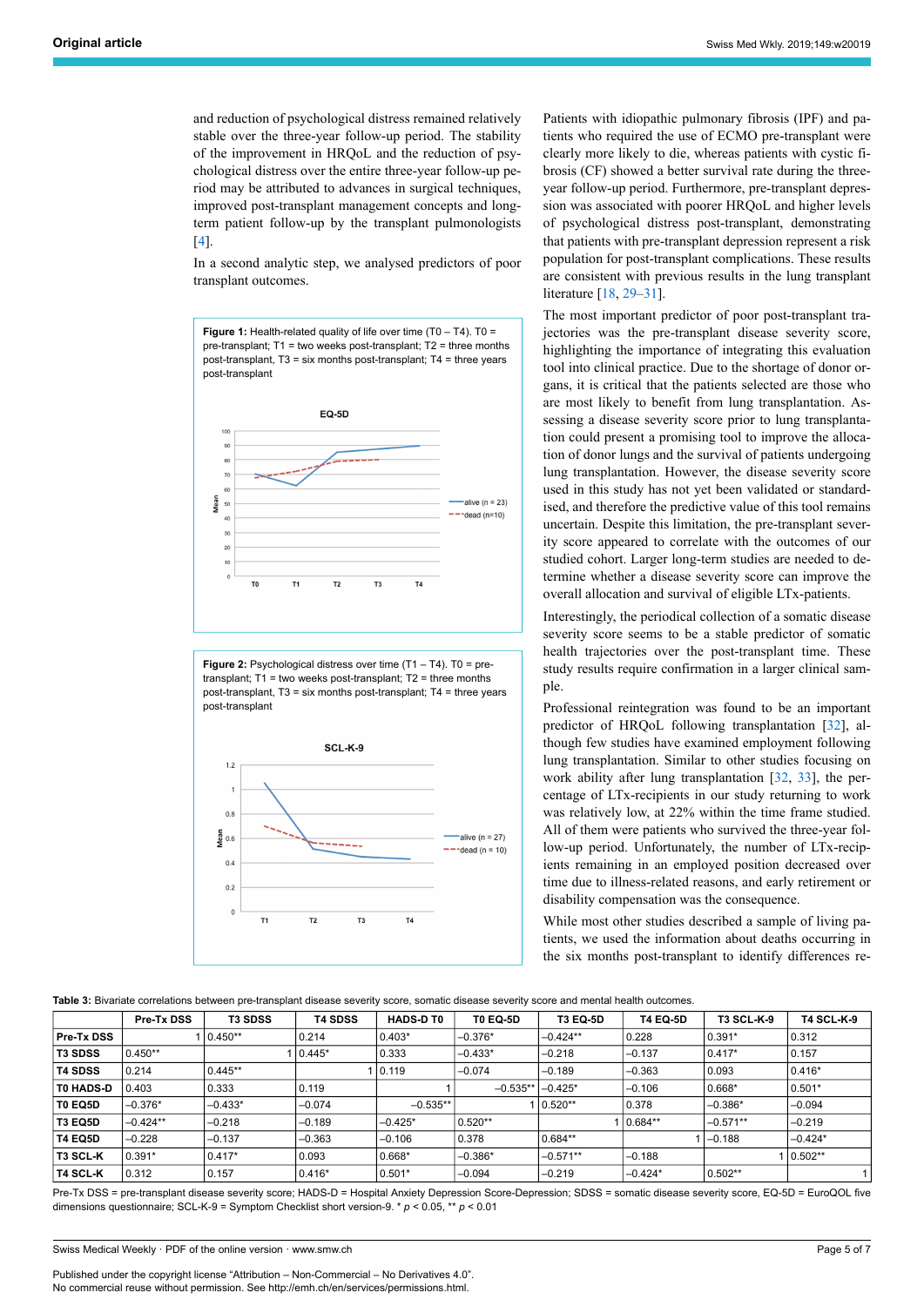and reduction of psychological distress remained relatively stable over the three-year follow-up period. The stability of the improvement in HRQoL and the reduction of psychological distress over the entire three-year follow-up period may be attributed to advances in surgical techniques, improved post-transplant management concepts and long-term patient follow-up by the transplant pulmonologists [4].

In a second analytic step, we analysed predictors of poor transplant outcomes.

**Figure 1:** Health-related quality of life over time (T0 – T4). T0 = pre-transplant; T1 = two weeks post-transplant; T2 = three months post-transplant, T3 = six months post-transplant; T4 = three years post-transplant

**Figure 2:** Psychological distress over time (T1 – T4). T0 = pre-transplant; T1 = two weeks post-transplant; T2 = three months post-transplant, T3 = six months post-transplant; T4 = three years post-transplant

Patients with idiopathic pulmonary fibrosis (IPF) and patients who required the use of ECMO pre-transplant were clearly more likely to die, whereas patients with cystic fibrosis (CF) showed a better survival rate during the three-year follow-up period. Furthermore, pre-transplant depression was associated with poorer HRQoL and higher levels of psychological distress post-transplant, demonstrating that patients with pre-transplant depression represent a risk population for post-transplant complications. These results are consistent with previous results in the lung transplant literature [18, 29–31].

The most important predictor of poor post-transplant trajectories was the pre-transplant disease severity score, highlighting the importance of integrating this evaluation tool into clinical practice. Due to the shortage of donor organs, it is critical that the patients selected are those who are most likely to benefit from lung transplantation. Assessing a disease severity score prior to lung transplantation could present a promising tool to improve the allocation of donor lungs and the survival of patients undergoing lung transplantation. However, the disease severity score used in this study has not yet been validated or standardised, and therefore the predictive value of this tool remains uncertain. Despite this limitation, the pre-transplant severity score appeared to correlate with the outcomes of our studied cohort. Larger long-term studies are needed to determine whether a disease severity score can improve the overall allocation and survival of eligible LTx-patients.

Interestingly, the periodical collection of a somatic disease severity score seems to be a stable predictor of somatic health trajectories over the post-transplant time. These study results require confirmation in a larger clinical sample.

Professional reintegration was found to be an important predictor of HRQoL following transplantation [32], although few studies have examined employment following lung transplantation. Similar to other studies focusing on work ability after lung transplantation [32, 33], the percentage of LTx-recipients in our study returning to work was relatively low, at 22% within the time frame studied. All of them were patients who survived the three-year follow-up period. Unfortunately, the number of LTx-recipients remaining in an employed position decreased over time due to illness-related reasons, and early retirement or disability compensation was the consequence.

While most other studies described a sample of living patients, we used the information about deaths occurring in the six months post-transplant to identify differences re-

**Table 3:** Bivariate correlations between pre-transplant disease severity score, somatic disease severity score and mental health outcomes.

| | Pre-Tx DSS | T3 SDSS | T4 SDSS | HADS-D T0 | T0 EQ-5D | T3 EQ-5D | T4 EQ-5D | T3 SCL-K-9 | T4 SCL-K-9 |
|---|---|---|---|---|---|---|---|---|---|
| **Pre-Tx DSS** | 1 | 0.450** | 0.214 | 0.403* | –0.376* | –0.424** | 0.228 | 0.391* | 0.312 |
| **T3 SDSS** | 0.450** | 1 | 0.445* | 0.333 | –0.433* | –0.218 | –0.137 | 0.417* | 0.157 |
| **T4 SDSS** | 0.214 | 0.445** | 1 | 0.119 | –0.074 | –0.189 | –0.363 | 0.093 | 0.416* |
| **T0 HADS-D** | 0.403 | 0.333 | 0.119 | 1 | –0.535** | –0.425* | –0.106 | 0.668* | 0.501* |
| **T0 EQ5D** | –0.376* | –0.433* | –0.074 | –0.535** | 1 | 0.520** | 0.378 | –0.386* | –0.094 |
| **T3 EQ5D** | –0.424** | –0.218 | –0.189 | –0.425* | 0.520** | 1 | 0.684** | –0.571** | –0.219 |
| **T4 EQ5D** | –0.228 | –0.137 | –0.363 | –0.106 | 0.378 | 0.684** | 1 | –0.188 | –0.424* |
| **T3 SCL-K** | 0.391* | 0.417* | 0.093 | 0.668* | –0.386* | –0.571** | –0.188 | 1 | 0.502** |
| **T4 SCL-K** | 0.312 | 0.157 | 0.416* | 0.501* | –0.094 | –0.219 | –0.424* | 0.502** | 1 |

Pre-Tx DSS = pre-transplant disease severity score; HADS-D = Hospital Anxiety Depression Score-Depression; SDSS = somatic disease severity score, EQ-5D = EuroQOL five dimensions questionnaire; SCL-K-9 = Symptom Checklist short version-9. * $p < 0.05$, ** $p < 0.01$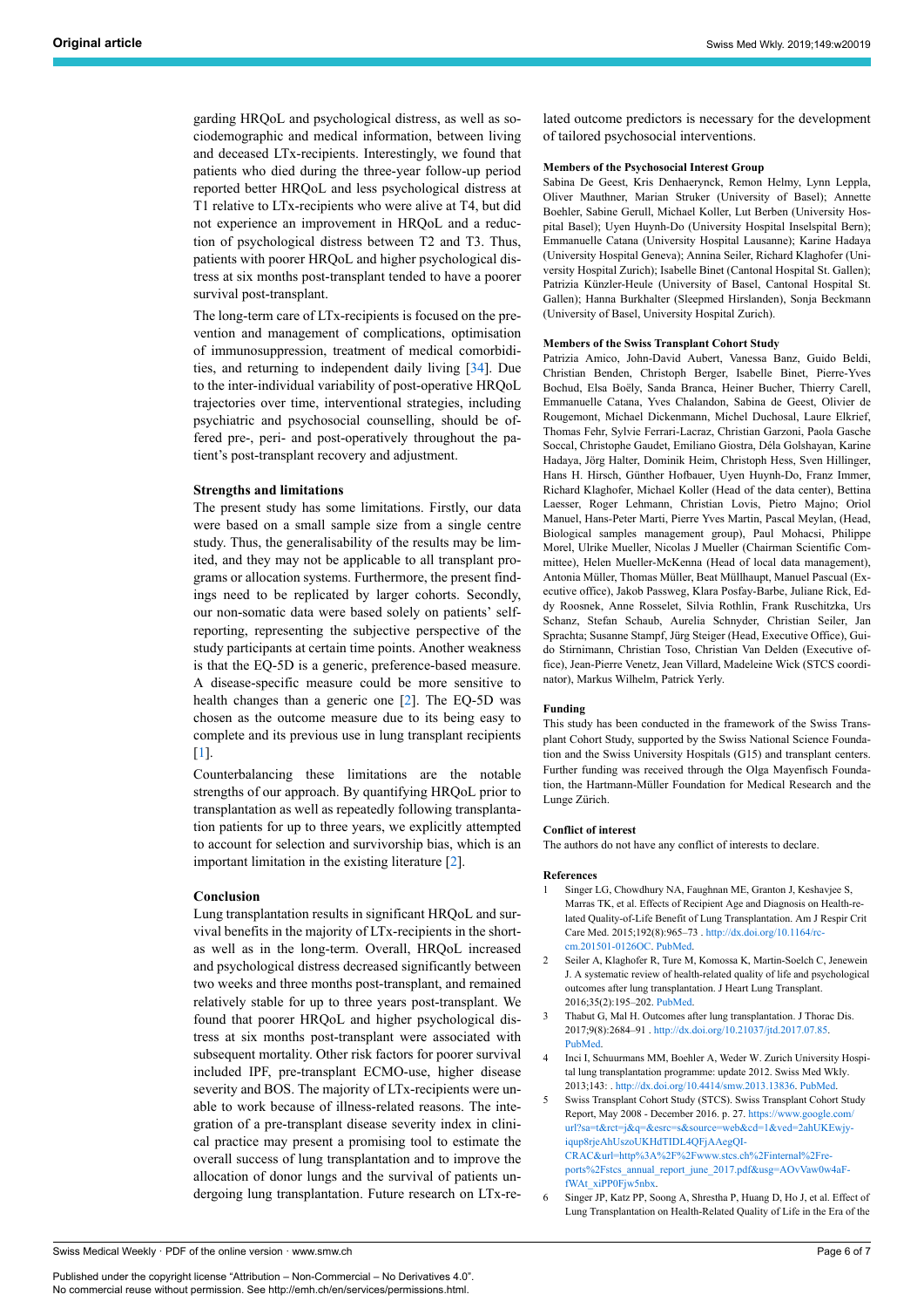garding HRQoL and psychological distress, as well as sociodemographic and medical information, between living and deceased LTx-recipients. Interestingly, we found that patients who died during the three-year follow-up period reported better HRQoL and less psychological distress at T1 relative to LTx-recipients who were alive at T4, but did not experience an improvement in HRQoL and a reduction of psychological distress between T2 and T3. Thus, patients with poorer HRQoL and higher psychological distress at six months post-transplant tended to have a poorer survival post-transplant.

The long-term care of LTx-recipients is focused on the prevention and management of complications, optimisation of immunosuppression, treatment of medical comorbidities, and returning to independent daily living [34]. Due to the inter-individual variability of post-operative HRQoL trajectories over time, interventional strategies, including psychiatric and psychosocial counselling, should be offered pre-, peri- and post-operatively throughout the patient's post-transplant recovery and adjustment.

### Strengths and limitations

The present study has some limitations. Firstly, our data were based on a small sample size from a single centre study. Thus, the generalisability of the results may be limited, and they may not be applicable to all transplant programs or allocation systems. Furthermore, the present findings need to be replicated by larger cohorts. Secondly, our non-somatic data were based solely on patients' self-reporting, representing the subjective perspective of the study participants at certain time points. Another weakness is that the EQ-5D is a generic, preference-based measure. A disease-specific measure could be more sensitive to health changes than a generic one [2]. The EQ-5D was chosen as the outcome measure due to its being easy to complete and its previous use in lung transplant recipients [1].

Counterbalancing these limitations are the notable strengths of our approach. By quantifying HRQoL prior to transplantation as well as repeatedly following transplantation patients for up to three years, we explicitly attempted to account for selection and survivorship bias, which is an important limitation in the existing literature [2].

### Conclusion

Lung transplantation results in significant HRQoL and survival benefits in the majority of LTx-recipients in the short- as well as in the long-term. Overall, HRQoL increased and psychological distress decreased significantly between two weeks and three months post-transplant, and remained relatively stable for up to three years post-transplant. We found that poorer HRQoL and higher psychological distress at six months post-transplant were associated with subsequent mortality. Other risk factors for poorer survival included IPF, pre-transplant ECMO-use, higher disease severity and BOS. The majority of LTx-recipients were unable to work because of illness-related reasons. The integration of a pre-transplant disease severity index in clinical practice may present a promising tool to estimate the overall success of lung transplantation and to improve the allocation of donor lungs and the survival of patients undergoing lung transplantation. Future research on LTx-related outcome predictors is necessary for the development of tailored psychosocial interventions.

#### Members of the Psychosocial Interest Group

Sabina De Geest, Kris Denhaerynck, Remon Helmy, Lynn Leppla, Oliver Mauthner, Marian Struker (University of Basel); Annette Boehler, Sabine Gerull, Michael Koller, Lut Berben (University Hospital Basel); Uyen Huynh-Do (University Hospital Inselspital Bern); Emmanuelle Catana (University Hospital Lausanne); Karine Hadaya (University Hospital Geneva); Annina Seiler, Richard Klaghofer (University Hospital Zurich); Isabelle Binet (Cantonal Hospital St. Gallen); Patrizia Künzler-Heule (University of Basel, Cantonal Hospital St. Gallen); Hanna Burkhalter (Sleepmed Hirslanden), Sonja Beckmann (University of Basel, University Hospital Zurich).

#### Members of the Swiss Transplant Cohort Study

Patrizia Amico, John-David Aubert, Vanessa Banz, Guido Beldi, Christian Benden, Christoph Berger, Isabelle Binet, Pierre-Yves Bochud, Elsa Boëly, Sanda Branca, Heiner Bucher, Thierry Carell, Emmanuelle Catana, Yves Chalandon, Sabina de Geest, Olivier de Rougemont, Michael Dickenmann, Michel Duchosal, Laure Elkrief, Thomas Fehr, Sylvie Ferrari-Lacraz, Christian Garzoni, Paola Gasche Soccal, Christophe Gaudet, Emiliano Giostra, Déla Golshayan, Karine Hadaya, Jörg Halter, Dominik Heim, Christoph Hess, Sven Hillinger, Hans H. Hirsch, Günther Hofbauer, Uyen Huynh-Do, Franz Immer, Richard Klaghofer, Michael Koller (Head of the data center), Bettina Laesser, Roger Lehmann, Christian Lovis, Pietro Majno; Oriol Manuel, Hans-Peter Marti, Pierre Yves Martin, Pascal Meylan, (Head, Biological samples management group), Paul Mohacsi, Philippe Morel, Ulrike Mueller, Nicolas J Mueller (Chairman Scientific Committee), Helen Mueller-McKenna (Head of local data management), Antonia Müller, Thomas Müller, Beat Müllhaupt, Manuel Pascual (Executive office), Jakob Passweg, Klara Posfay-Barbe, Juliane Rick, Eddy Roosnek, Anne Rosselet, Silvia Rothlin, Frank Ruschitzka, Urs Schanz, Stefan Schaub, Aurelia Schnyder, Christian Seiler, Jan Sprachta; Susanne Stampf, Jürg Steiger (Head, Executive Office), Guido Stirnimann, Christian Toso, Christian Van Delden (Executive office), Jean-Pierre Venetz, Jean Villard, Madeleine Wick (STCS coordinator), Markus Wilhelm, Patrick Yerly.

#### Funding

This study has been conducted in the framework of the Swiss Transplant Cohort Study, supported by the Swiss National Science Foundation and the Swiss University Hospitals (G15) and transplant centers. Further funding was received through the Olga Mayenfisch Foundation, the Hartmann-Müller Foundation for Medical Research and the Lunge Zürich.

#### Conflict of interest

The authors do not have any conflict of interests to declare.

#### References

1. Singer LG, Chowdhury NA, Faughnan ME, Granton J, Keshavjee S, Marras TK, et al. Effects of Recipient Age and Diagnosis on Health-related Quality-of-Life Benefit of Lung Transplantation. Am J Respir Crit Care Med. 2015;192(8):965–73 . http://dx.doi.org/10.1164/rccm.201501-0126OC. PubMed.
2. Seiler A, Klaghofer R, Ture M, Komossa K, Martin-Soelch C, Jenewein J. A systematic review of health-related quality of life and psychological outcomes after lung transplantation. J Heart Lung Transplant. 2016;35(2):195–202. PubMed.
3. Thabut G, Mal H. Outcomes after lung transplantation. J Thorac Dis. 2017;9(8):2684–91 . http://dx.doi.org/10.21037/jtd.2017.07.85. PubMed.
4. Inci I, Schuurmans MM, Boehler A, Weder W. Zurich University Hospital lung transplantation programme: update 2012. Swiss Med Wkly. 2013;143: . http://dx.doi.org/10.4414/smw.2013.13836. PubMed.
5. Swiss Transplant Cohort Study (STCS). Swiss Transplant Cohort Study Report, May 2008 - December 2016. p. 27. https://www.google.com/url?sa=t&rct=j&q=&esrc=s&source=web&cd=1&ved=2ahUKEwjyiqup8rjeAhUszoUKHdTIDL4QFjAAegQICRAC&url=http%3A%2F%2Fwww.stcs.ch%2Finternal%2Freports%2Fstcs_annual_report_june_2017.pdf&usg=AOvVaw0w4aFfWAt_xiPP0Fjw5nbx.
6. Singer JP, Katz PP, Soong A, Shrestha P, Huang D, Ho J, et al. Effect of Lung Transplantation on Health-Related Quality of Life in the Era of the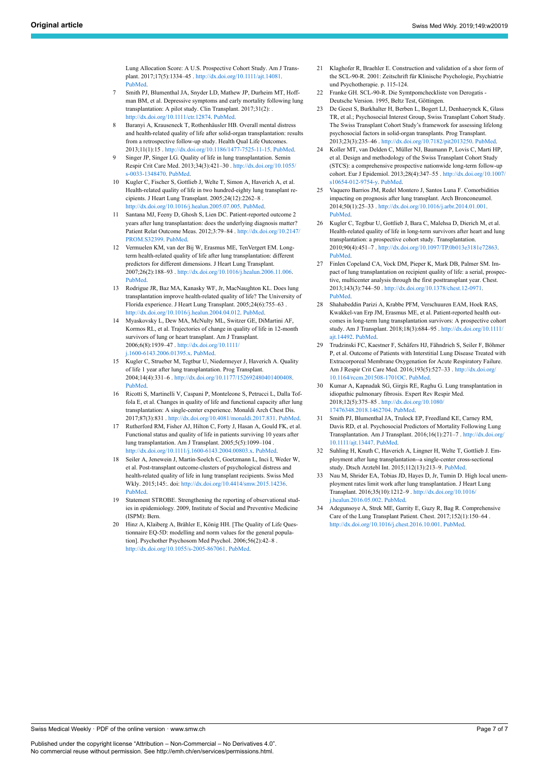Lung Allocation Score: A U.S. Prospective Cohort Study. Am J Transplant. 2017;17(5):1334–45 . http://dx.doi.org/10.1111/ajt.14081. PubMed.

7 Smith PJ, Blumenthal JA, Snyder LD, Mathew JP, Durheim MT, Hoffman BM, et al. Depressive symptoms and early mortality following lung transplantation: A pilot study. Clin Transplant. 2017;31(2): . http://dx.doi.org/10.1111/ctr.12874. PubMed.

8 Baranyi A, Krauseneck T, Rothenhäusler HB. Overall mental distress and health-related quality of life after solid-organ transplantation: results from a retrospective follow-up study. Health Qual Life Outcomes. 2013;11(1):15 . http://dx.doi.org/10.1186/1477-7525-11-15. PubMed.

9 Singer JP, Singer LG. Quality of life in lung transplantation. Semin Respir Crit Care Med. 2013;34(3):421–30 . http://dx.doi.org/10.1055/s-0033-1348470. PubMed.

10 Kugler C, Fischer S, Gottlieb J, Welte T, Simon A, Haverich A, et al. Health-related quality of life in two hundred-eighty lung transplant recipients. J Heart Lung Transplant. 2005;24(12):2262–8 . http://dx.doi.org/10.1016/j.healun.2005.07.005. PubMed.

11 Santana MJ, Feeny D, Ghosh S, Lien DC. Patient-reported outcome 2 years after lung transplantation: does the underlying diagnosis matter? Patient Relat Outcome Meas. 2012;3:79–84 . http://dx.doi.org/10.2147/PROM.S32399. PubMed.

12 Vermuelen KM, van der Bij W, Erasmus ME, TenVergert EM. Long-term health-related quality of life after lung transplantation: different predictors for different dimensions. J Heart Lung Transplant. 2007;26(2):188–93 . http://dx.doi.org/10.1016/j.healun.2006.11.006. PubMed.

13 Rodrigue JR, Baz MA, Kanasky WF, Jr, MacNaughton KL. Does lung transplantation improve health-related quality of life? The University of Florida experience. J Heart Lung Transplant. 2005;24(6):755–63 . http://dx.doi.org/10.1016/j.healun.2004.04.012. PubMed.

14 Myaskovsky L, Dew MA, McNulty ML, Switzer GE, DiMartini AF, Kormos RL, et al. Trajectories of change in quality of life in 12-month survivors of lung or heart transplant. Am J Transplant. 2006;6(8):1939–47 . http://dx.doi.org/10.1111/j.1600-6143.2006.01395.x. PubMed.

15 Kugler C, Strueber M, Tegtbur U, Niedermeyer J, Haverich A. Quality of life 1 year after lung transplantation. Prog Transplant. 2004;14(4):331–6 . http://dx.doi.org/10.1177/152692480401400408. PubMed.

16 Ricotti S, Martinelli V, Caspani P, Monteleone S, Petrucci L, Dalla Toffola E, et al. Changes in quality of life and functional capacity after lung transplantation: A single-center experience. Monaldi Arch Chest Dis. 2017;87(3):831 . http://dx.doi.org/10.4081/monaldi.2017.831. PubMed.

17 Rutherford RM, Fisher AJ, Hilton C, Forty J, Hasan A, Gould FK, et al. Functional status and quality of life in patients surviving 10 years after lung transplantation. Am J Transplant. 2005;5(5):1099–104 . http://dx.doi.org/10.1111/j.1600-6143.2004.00803.x. PubMed.

18 Seiler A, Jenewein J, Martin-Soelch C, Goetzmann L, Inci I, Weder W, et al. Post-transplant outcome-clusters of psychological distress and health-related quality of life in lung transplant recipients. Swiss Med Wkly. 2015;145:. doi: http://dx.doi.org/10.4414/smw.2015.14236. PubMed.

19 Statement STROBE. Strengthening the reporting of observational studies in epidemiology. 2009, Institute of Social and Preventive Medicine (ISPM): Bern.

20 Hinz A, Klaiberg A, Brähler E, König HH. [The Quality of Life Questionnaire EQ-5D: modelling and norm values for the general population]. Psychother Psychosom Med Psychol. 2006;56(2):42–8 . http://dx.doi.org/10.1055/s-2005-867061. PubMed.

21 Klaghofer R, Braehler E. Construction and validation of a shor form of the SCL-90-R. 2001: Zeitschrift für Klinische Psychologie, Psychiatrie und Psychotherapie. p. 115-124.

22 Franke GH. SCL-90-R. Die Symtpomcheckliste von Derogatis - Deutsche Version. 1995, Beltz Test, Göttingen.

23 De Geest S, Burkhalter H, Berben L, Bogert LJ, Denhaerynck K, Glass TR, et al.; Psychosocial Interest Group, Swiss Transplant Cohort Study. The Swiss Transplant Cohort Study's framework for assessing lifelong psychosocial factors in solid-organ transplants. Prog Transplant. 2013;23(3):235–46 . http://dx.doi.org/10.7182/pit2013250. PubMed.

24 Koller MT, van Delden C, Müller NJ, Baumann P, Lovis C, Marti HP, et al. Design and methodology of the Swiss Transplant Cohort Study (STCS): a comprehensive prospective nationwide long-term follow-up cohort. Eur J Epidemiol. 2013;28(4):347–55 . http://dx.doi.org/10.1007/s10654-012-9754-y. PubMed.

25 Vaquero Barrios JM, Redel Montero J, Santos Luna F. Comorbidities impacting on prognosis after lung transplant. Arch Bronconeumol. 2014;50(1):25–33 . http://dx.doi.org/10.1016/j.arbr.2014.01.001. PubMed.

26 Kugler C, Tegtbur U, Gottlieb J, Bara C, Malehsa D, Dierich M, et al. Health-related quality of life in long-term survivors after heart and lung transplantation: a prospective cohort study. Transplantation. 2010;90(4):451–7 . http://dx.doi.org/10.1097/TP.0b013e3181e72863. PubMed.

27 Finlen Copeland CA, Vock DM, Pieper K, Mark DB, Palmer SM. Impact of lung transplantation on recipient quality of life: a serial, prospective, multicenter analysis through the first posttransplant year. Chest. 2013;143(3):744–50 . http://dx.doi.org/10.1378/chest.12-0971. PubMed.

28 Shahabeddin Parizi A, Krabbe PFM, Verschuuren EAM, Hoek RAS, Kwakkel-van Erp JM, Erasmus ME, et al. Patient-reported health outcomes in long-term lung transplantation survivors: A prospective cohort study. Am J Transplant. 2018;18(3):684–95 . http://dx.doi.org/10.1111/ajt.14492. PubMed.

29 Trudzinski FC, Kaestner F, Schäfers HJ, Fähndrich S, Seiler F, Böhmer P, et al. Outcome of Patients with Interstitial Lung Disease Treated with Extracorporeal Membrane Oxygenation for Acute Respiratory Failure. Am J Respir Crit Care Med. 2016;193(5):527–33 . http://dx.doi.org/10.1164/rccm.201508-1701OC. PubMed.

30 Kumar A, Kapnadak SG, Girgis RE, Raghu G. Lung transplantation in idiopathic pulmonary fibrosis. Expert Rev Respir Med. 2018;12(5):375–85 . http://dx.doi.org/10.1080/17476348.2018.1462704. PubMed.

31 Smith PJ, Blumenthal JA, Trulock EP, Freedland KE, Carney RM, Davis RD, et al. Psychosocial Predictors of Mortality Following Lung Transplantation. Am J Transplant. 2016;16(1):271–7 . http://dx.doi.org/10.1111/ajt.13447. PubMed.

32 Suhling H, Knuth C, Haverich A, Lingner H, Welte T, Gottlieb J. Employment after lung transplantation--a single-center cross-sectional study. Dtsch Arztebl Int. 2015;112(13):213–9. PubMed.

33 Nau M, Shrider EA, Tobias JD, Hayes D, Jr, Tumin D. High local unemployment rates limit work after lung transplantation. J Heart Lung Transplant. 2016;35(10):1212–9 . http://dx.doi.org/10.1016/j.healun.2016.05.002. PubMed.

34 Adegunsoye A, Strek ME, Garrity E, Guzy R, Bag R. Comprehensive Care of the Lung Transplant Patient. Chest. 2017;152(1):150–64 . http://dx.doi.org/10.1016/j.chest.2016.10.001. PubMed.

Published under the copyright license "Attribution – Non-Commercial – No Derivatives 4.0". No commercial reuse without permission. See http://emh.ch/en/services/permissions.html.